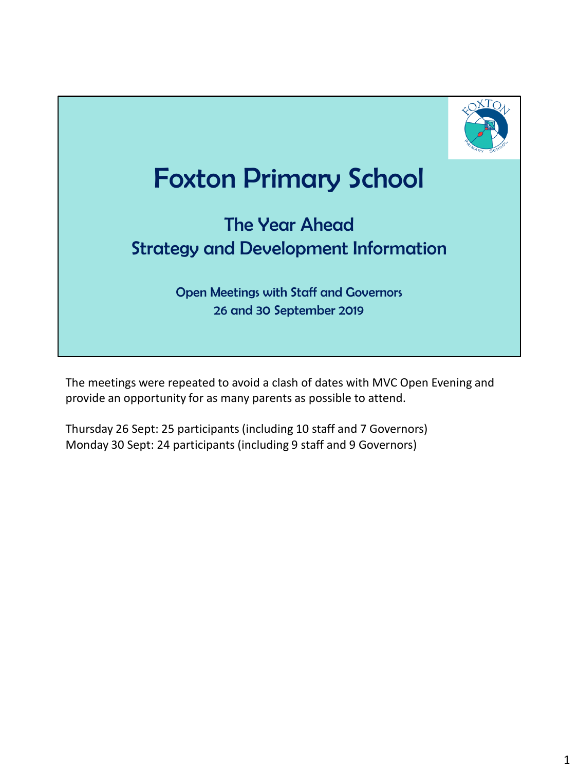# Foxton Primary School

## The Year Ahead
## Strategy and Development Information

Open Meetings with Staff and Governors
26 and 30 September 2019

The meetings were repeated to avoid a clash of dates with MVC Open Evening and provide an opportunity for as many parents as possible to attend.

Thursday 26 Sept: 25 participants (including 10 staff and 7 Governors)
Monday 30 Sept: 24 participants (including 9 staff and 9 Governors)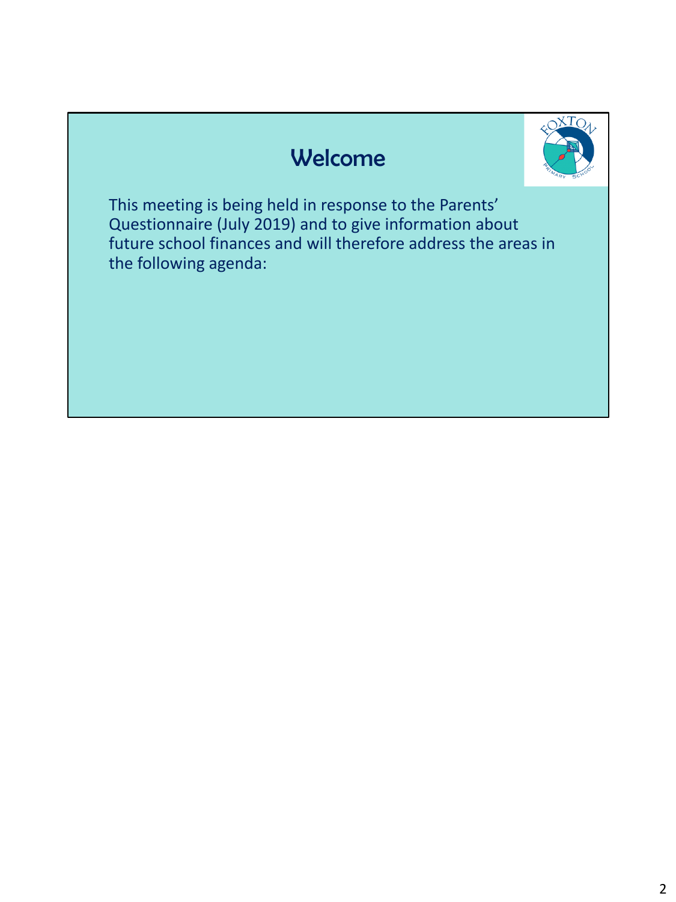# Welcome

This meeting is being held in response to the Parents' Questionnaire (July 2019) and to give information about future school finances and will therefore address the areas in the following agenda: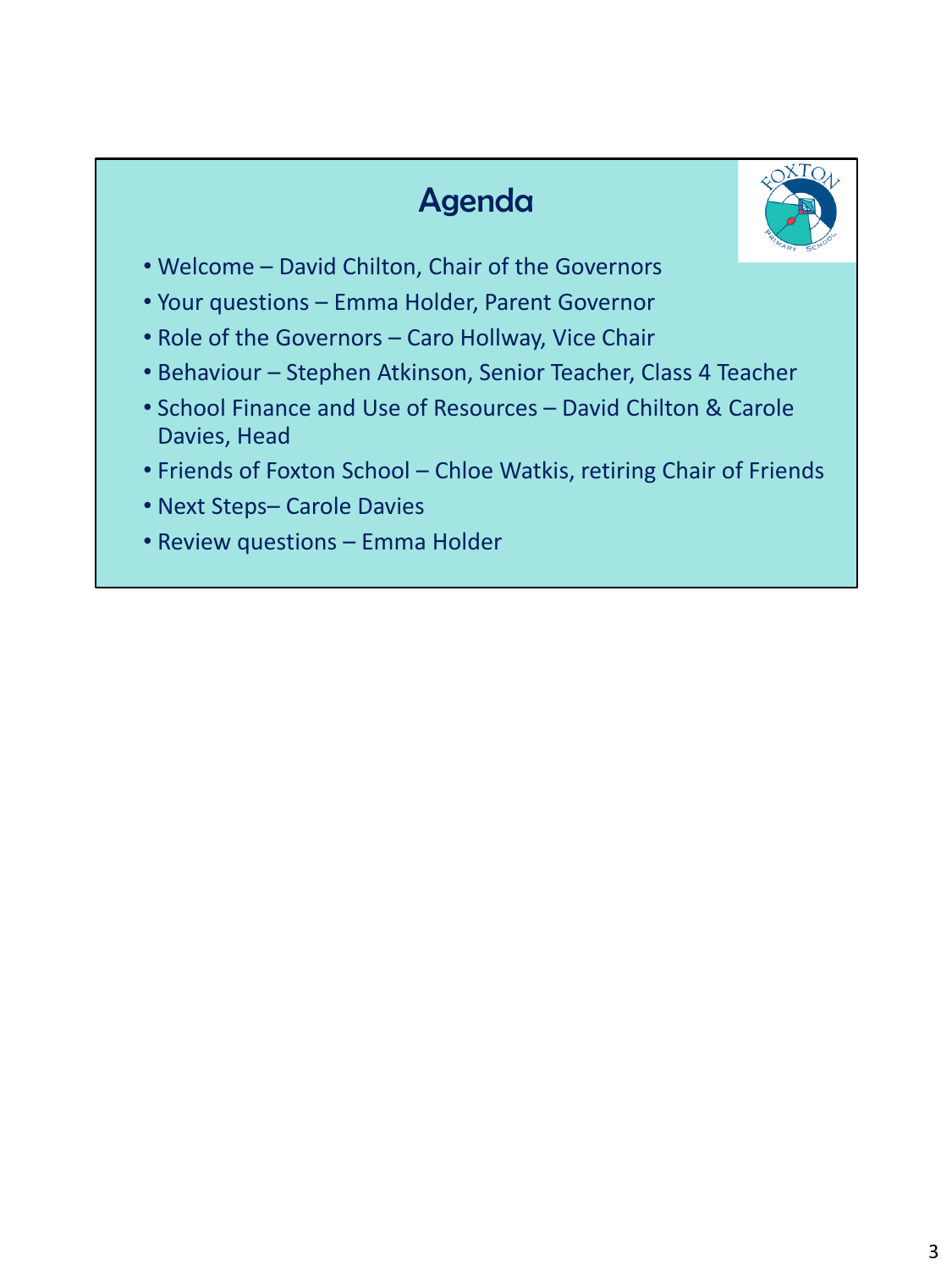# Agenda

- Welcome – David Chilton, Chair of the Governors
- Your questions – Emma Holder, Parent Governor
- Role of the Governors – Caro Hollway, Vice Chair
- Behaviour – Stephen Atkinson, Senior Teacher, Class 4 Teacher
- School Finance and Use of Resources – David Chilton & Carole Davies, Head
- Friends of Foxton School – Chloe Watkis, retiring Chair of Friends
- Next Steps– Carole Davies
- Review questions – Emma Holder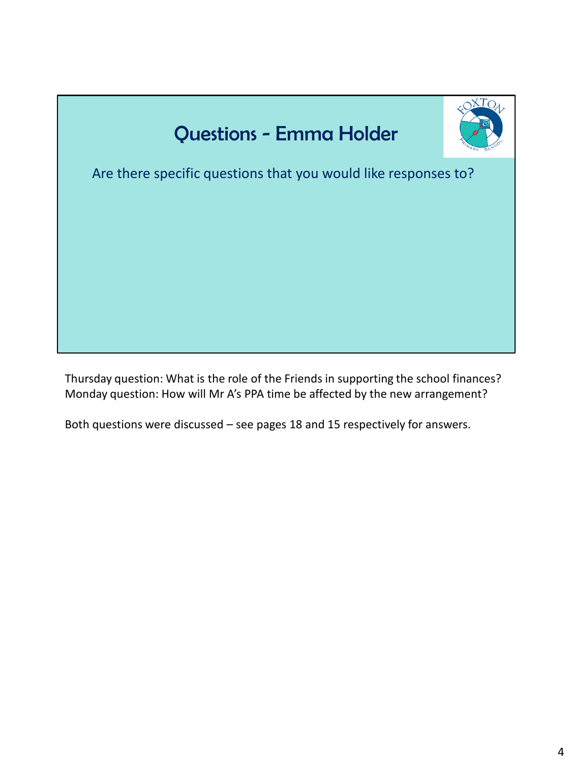## Questions - Emma Holder

Are there specific questions that you would like responses to?

Thursday question: What is the role of the Friends in supporting the school finances?
Monday question: How will Mr A's PPA time be affected by the new arrangement?

Both questions were discussed – see pages 18 and 15 respectively for answers.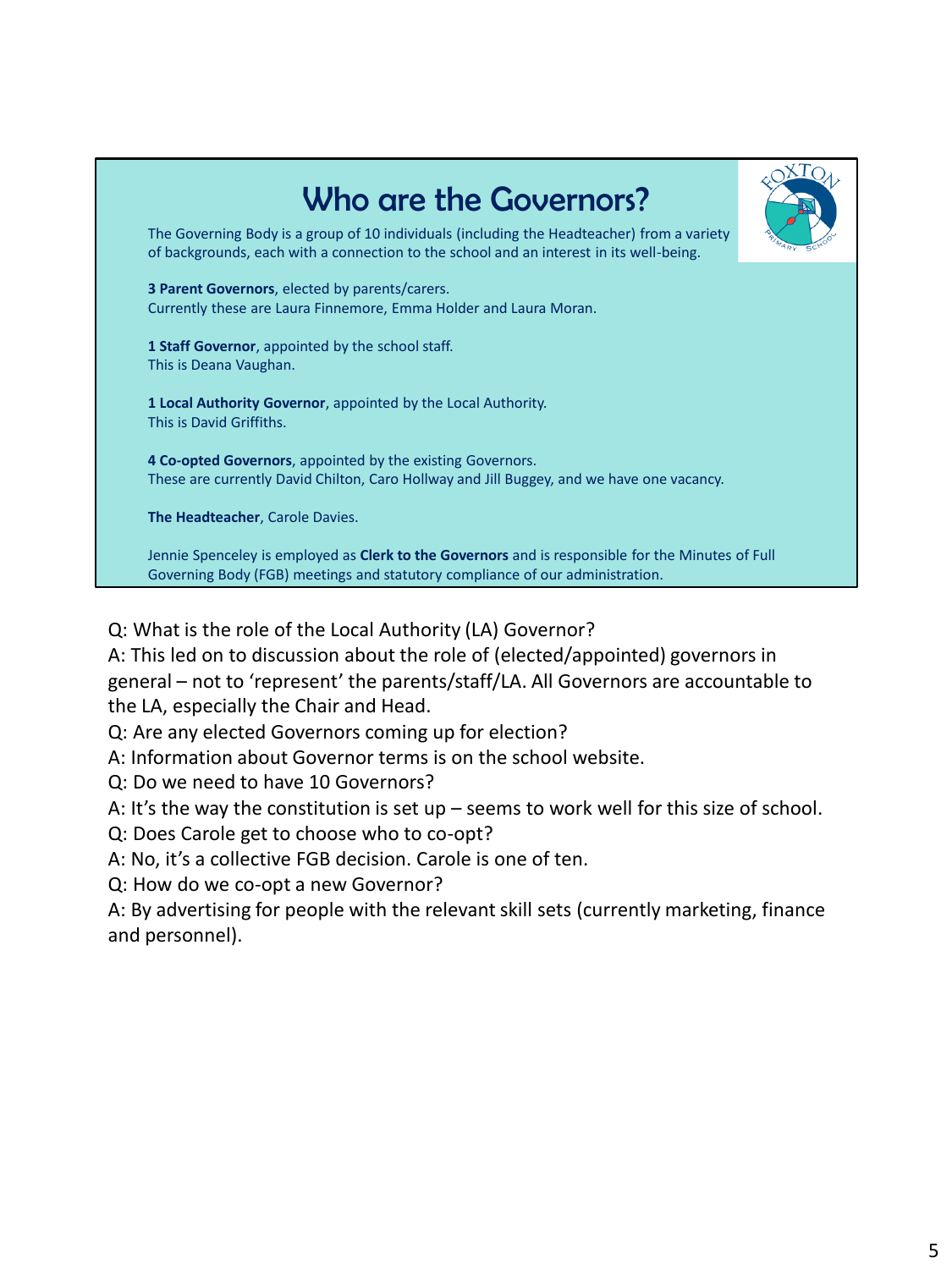# Who are the Governors?

The Governing Body is a group of 10 individuals (including the Headteacher) from a variety of backgrounds, each with a connection to the school and an interest in its well-being.

**3 Parent Governors**, elected by parents/carers.
Currently these are Laura Finnemore, Emma Holder and Laura Moran.

**1 Staff Governor**, appointed by the school staff.
This is Deana Vaughan.

**1 Local Authority Governor**, appointed by the Local Authority.
This is David Griffiths.

**4 Co-opted Governors**, appointed by the existing Governors.
These are currently David Chilton, Caro Hollway and Jill Buggey, and we have one vacancy.

**The Headteacher**, Carole Davies.

Jennie Spenceley is employed as **Clerk to the Governors** and is responsible for the Minutes of Full Governing Body (FGB) meetings and statutory compliance of our administration.

Q: What is the role of the Local Authority (LA) Governor?
A: This led on to discussion about the role of (elected/appointed) governors in general – not to 'represent' the parents/staff/LA. All Governors are accountable to the LA, especially the Chair and Head.
Q: Are any elected Governors coming up for election?
A: Information about Governor terms is on the school website.
Q: Do we need to have 10 Governors?
A: It's the way the constitution is set up – seems to work well for this size of school.
Q: Does Carole get to choose who to co-opt?
A: No, it's a collective FGB decision. Carole is one of ten.
Q: How do we co-opt a new Governor?
A: By advertising for people with the relevant skill sets (currently marketing, finance and personnel).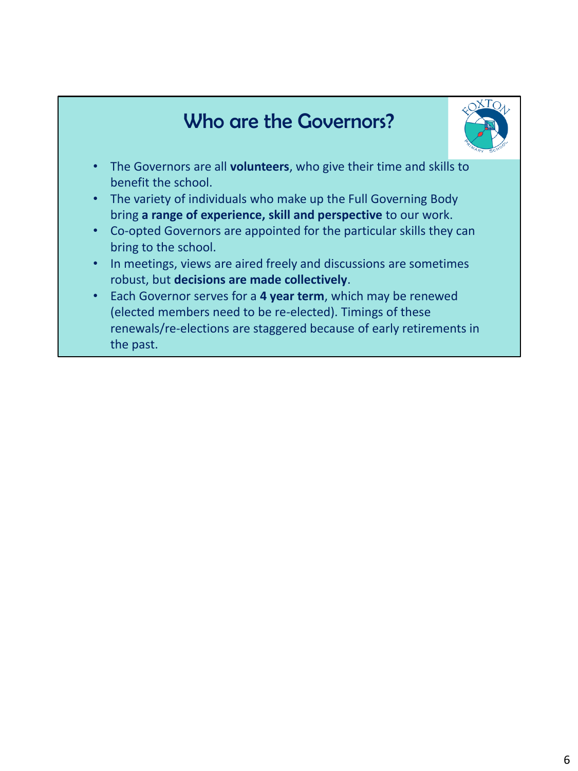# Who are the Governors?

- The Governors are all **volunteers**, who give their time and skills to benefit the school.
- The variety of individuals who make up the Full Governing Body bring **a range of experience, skill and perspective** to our work.
- Co-opted Governors are appointed for the particular skills they can bring to the school.
- In meetings, views are aired freely and discussions are sometimes robust, but **decisions are made collectively**.
- Each Governor serves for a **4 year term**, which may be renewed (elected members need to be re-elected). Timings of these renewals/re-elections are staggered because of early retirements in the past.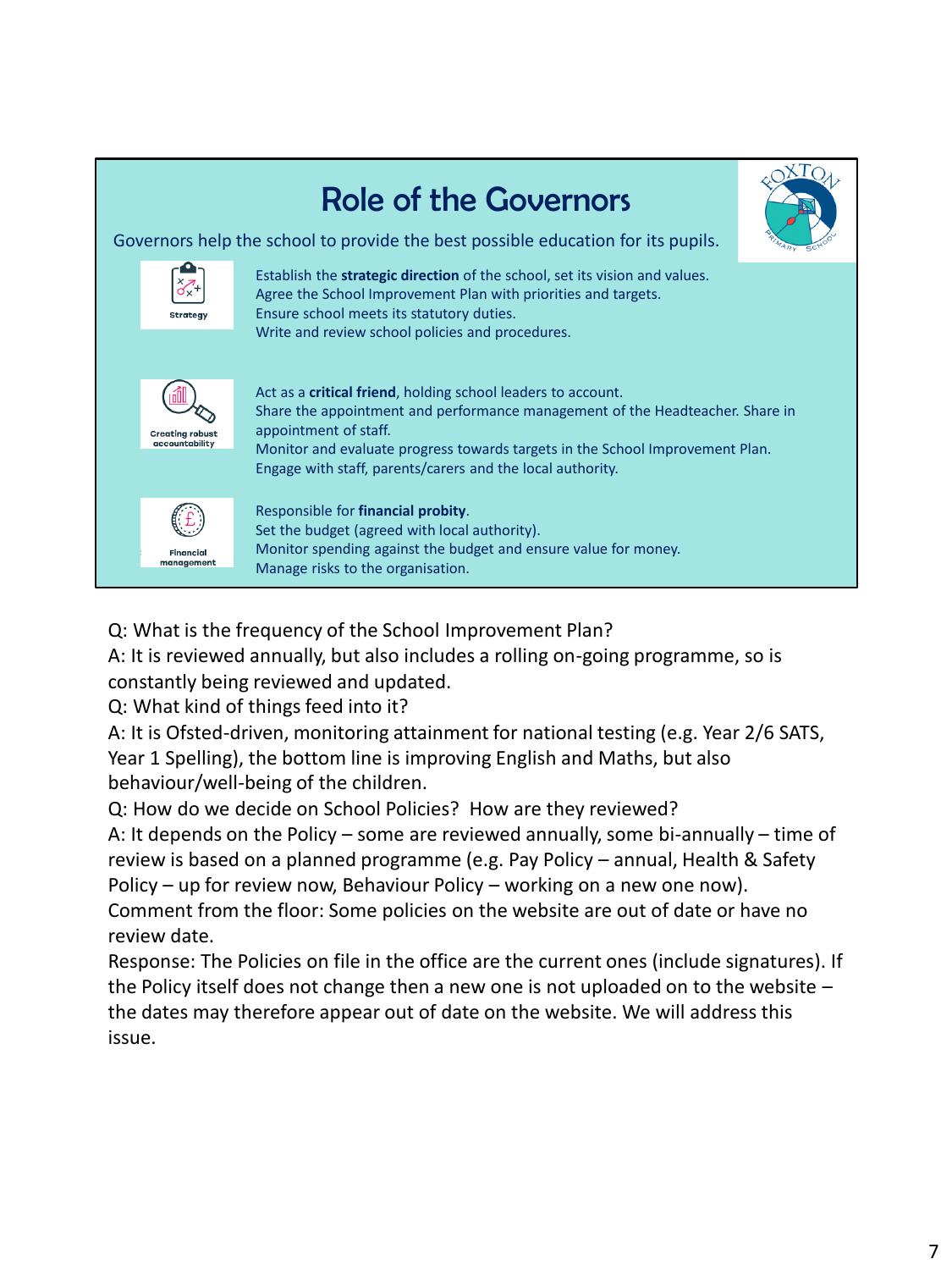# Role of the Governors

Governors help the school to provide the best possible education for its pupils.

**Strategy**

Establish the **strategic direction** of the school, set its vision and values.
Agree the School Improvement Plan with priorities and targets.
Ensure school meets its statutory duties.
Write and review school policies and procedures.

**Creating robust accountability**

Act as a **critical friend**, holding school leaders to account.
Share the appointment and performance management of the Headteacher. Share in appointment of staff.
Monitor and evaluate progress towards targets in the School Improvement Plan.
Engage with staff, parents/carers and the local authority.

**Financial management**

Responsible for **financial probity**.
Set the budget (agreed with local authority).
Monitor spending against the budget and ensure value for money.
Manage risks to the organisation.

Q: What is the frequency of the School Improvement Plan?
A: It is reviewed annually, but also includes a rolling on-going programme, so is constantly being reviewed and updated.
Q: What kind of things feed into it?
A: It is Ofsted-driven, monitoring attainment for national testing (e.g. Year 2/6 SATS, Year 1 Spelling), the bottom line is improving English and Maths, but also behaviour/well-being of the children.
Q: How do we decide on School Policies? How are they reviewed?
A: It depends on the Policy – some are reviewed annually, some bi-annually – time of review is based on a planned programme (e.g. Pay Policy – annual, Health & Safety Policy – up for review now, Behaviour Policy – working on a new one now).
Comment from the floor: Some policies on the website are out of date or have no review date.
Response: The Policies on file in the office are the current ones (include signatures). If the Policy itself does not change then a new one is not uploaded on to the website – the dates may therefore appear out of date on the website. We will address this issue.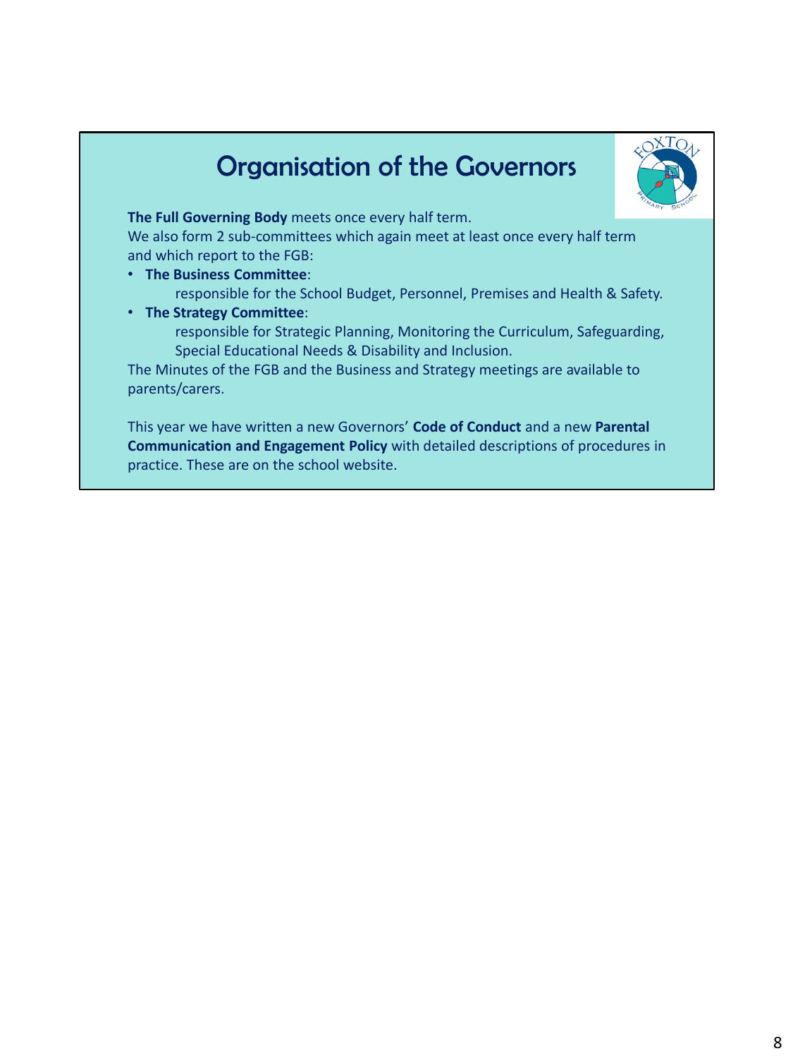# Organisation of the Governors

**The Full Governing Body** meets once every half term.
We also form 2 sub-committees which again meet at least once every half term and which report to the FGB:

- **The Business Committee**:
  responsible for the School Budget, Personnel, Premises and Health & Safety.
- **The Strategy Committee**:
  responsible for Strategic Planning, Monitoring the Curriculum, Safeguarding, Special Educational Needs & Disability and Inclusion.

The Minutes of the FGB and the Business and Strategy meetings are available to parents/carers.

This year we have written a new Governors' **Code of Conduct** and a new **Parental Communication and Engagement Policy** with detailed descriptions of procedures in practice. These are on the school website.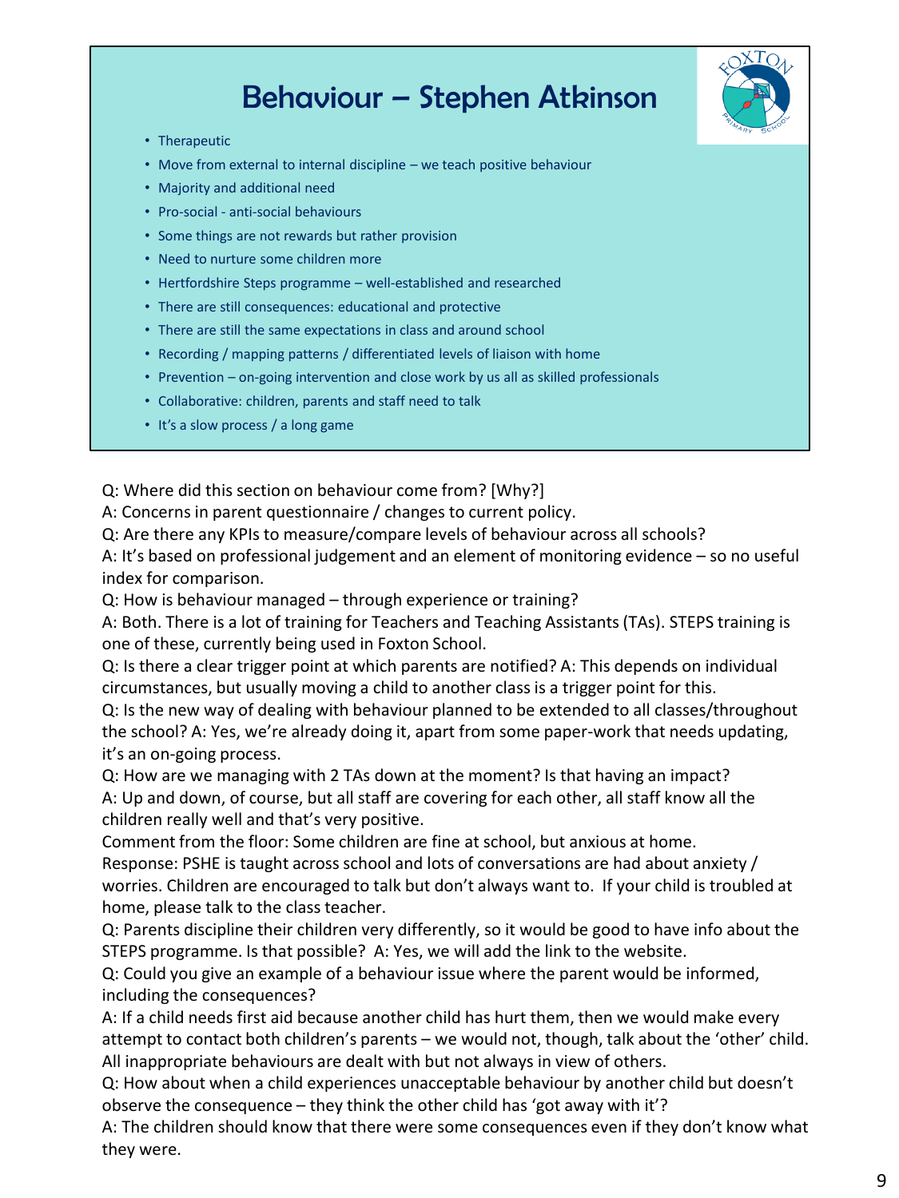# Behaviour – Stephen Atkinson

- Therapeutic
- Move from external to internal discipline – we teach positive behaviour
- Majority and additional need
- Pro-social - anti-social behaviours
- Some things are not rewards but rather provision
- Need to nurture some children more
- Hertfordshire Steps programme – well-established and researched
- There are still consequences: educational and protective
- There are still the same expectations in class and around school
- Recording / mapping patterns / differentiated levels of liaison with home
- Prevention – on-going intervention and close work by us all as skilled professionals
- Collaborative: children, parents and staff need to talk
- It's a slow process / a long game

Q: Where did this section on behaviour come from? [Why?]

A: Concerns in parent questionnaire / changes to current policy.

Q: Are there any KPIs to measure/compare levels of behaviour across all schools?

A: It's based on professional judgement and an element of monitoring evidence – so no useful index for comparison.

Q: How is behaviour managed – through experience or training?

A: Both. There is a lot of training for Teachers and Teaching Assistants (TAs). STEPS training is one of these, currently being used in Foxton School.

Q: Is there a clear trigger point at which parents are notified? A: This depends on individual circumstances, but usually moving a child to another class is a trigger point for this.

Q: Is the new way of dealing with behaviour planned to be extended to all classes/throughout the school? A: Yes, we're already doing it, apart from some paper-work that needs updating, it's an on-going process.

Q: How are we managing with 2 TAs down at the moment? Is that having an impact?

A: Up and down, of course, but all staff are covering for each other, all staff know all the children really well and that's very positive.

Comment from the floor: Some children are fine at school, but anxious at home.

Response: PSHE is taught across school and lots of conversations are had about anxiety / worries. Children are encouraged to talk but don't always want to. If your child is troubled at home, please talk to the class teacher.

Q: Parents discipline their children very differently, so it would be good to have info about the STEPS programme. Is that possible? A: Yes, we will add the link to the website.

Q: Could you give an example of a behaviour issue where the parent would be informed, including the consequences?

A: If a child needs first aid because another child has hurt them, then we would make every attempt to contact both children's parents – we would not, though, talk about the 'other' child. All inappropriate behaviours are dealt with but not always in view of others.

Q: How about when a child experiences unacceptable behaviour by another child but doesn't observe the consequence – they think the other child has 'got away with it'?

A: The children should know that there were some consequences even if they don't know what they were.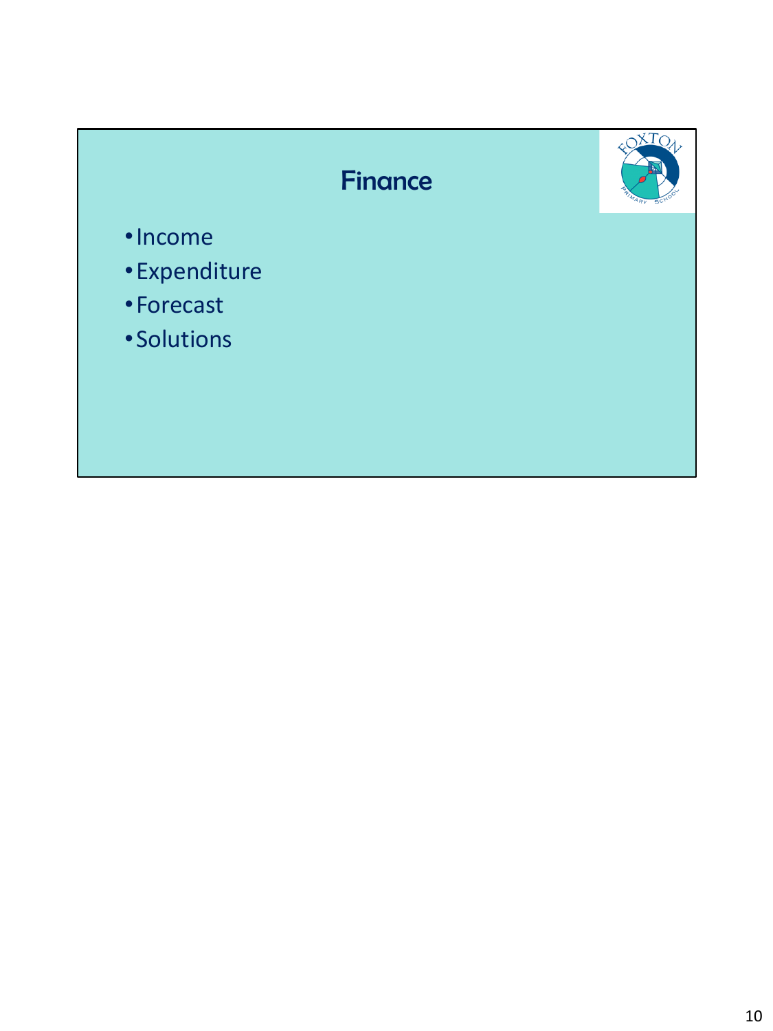# Finance

- Income
- Expenditure
- Forecast
- Solutions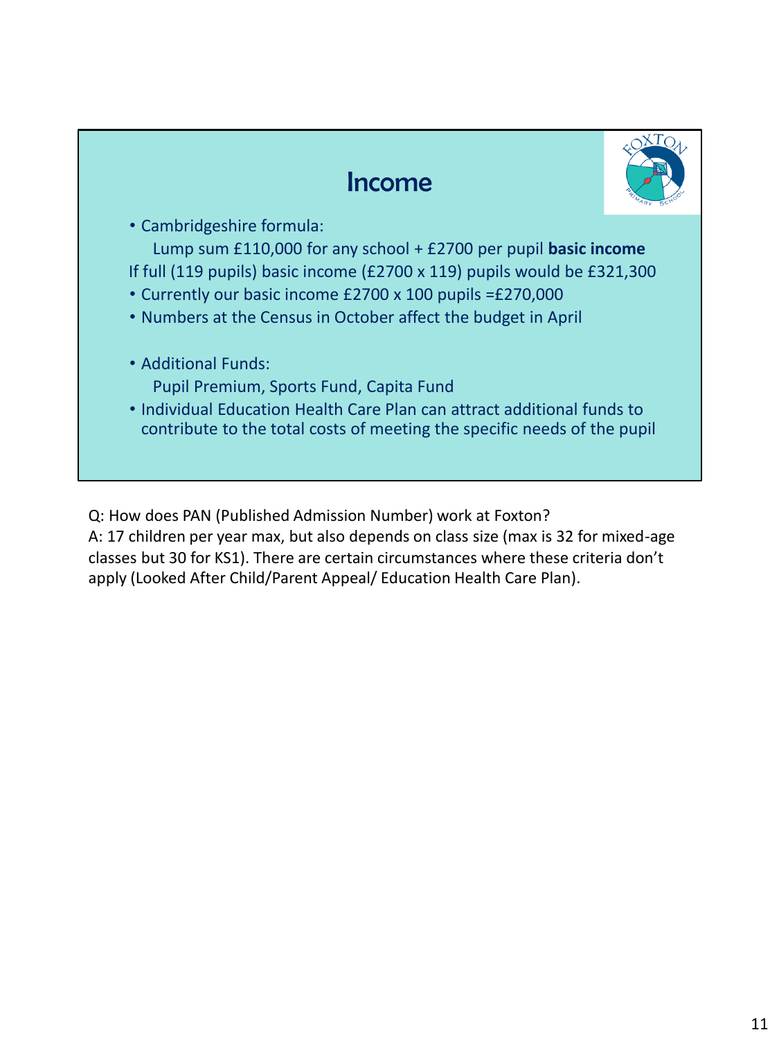## Income

- Cambridgeshire formula:

  Lump sum £110,000 for any school + £2700 per pupil **basic income**

If full (119 pupils) basic income (£2700 x 119) pupils would be £321,300

- Currently our basic income £2700 x 100 pupils =£270,000
- Numbers at the Census in October affect the budget in April

- Additional Funds:

  Pupil Premium, Sports Fund, Capita Fund
- Individual Education Health Care Plan can attract additional funds to contribute to the total costs of meeting the specific needs of the pupil

Q: How does PAN (Published Admission Number) work at Foxton?

A: 17 children per year max, but also depends on class size (max is 32 for mixed-age classes but 30 for KS1). There are certain circumstances where these criteria don't apply (Looked After Child/Parent Appeal/ Education Health Care Plan).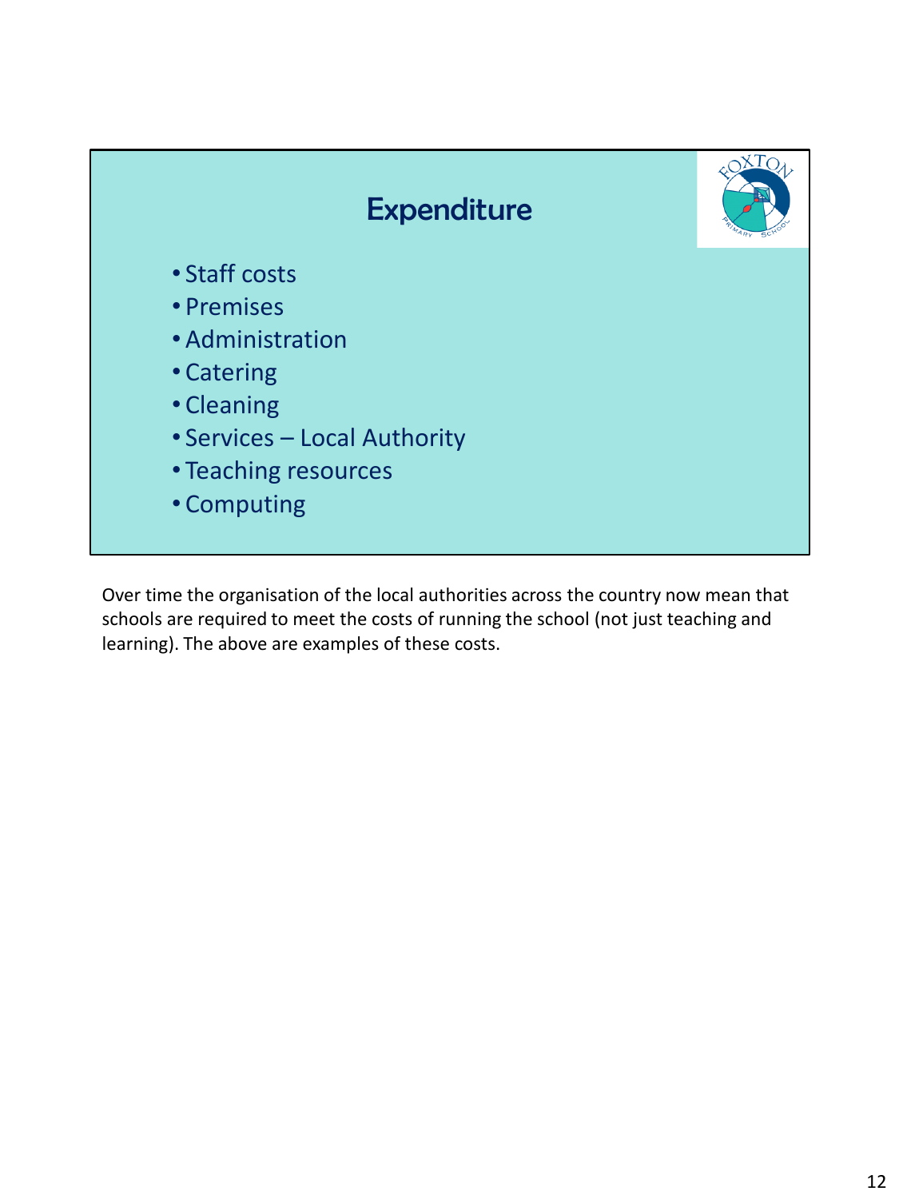# Expenditure

- Staff costs
- Premises
- Administration
- Catering
- Cleaning
- Services – Local Authority
- Teaching resources
- Computing

Over time the organisation of the local authorities across the country now mean that schools are required to meet the costs of running the school (not just teaching and learning). The above are examples of these costs.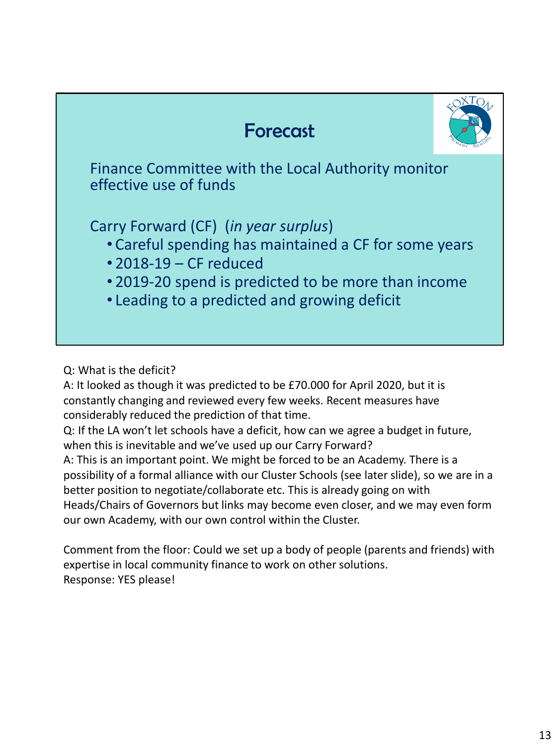## Forecast

Finance Committee with the Local Authority monitor effective use of funds

Carry Forward (CF) (*in year surplus*)

- Careful spending has maintained a CF for some years
- 2018-19 – CF reduced
- 2019-20 spend is predicted to be more than income
- Leading to a predicted and growing deficit

Q: What is the deficit?
A: It looked as though it was predicted to be £70.000 for April 2020, but it is constantly changing and reviewed every few weeks. Recent measures have considerably reduced the prediction of that time.
Q: If the LA won't let schools have a deficit, how can we agree a budget in future, when this is inevitable and we've used up our Carry Forward?
A: This is an important point. We might be forced to be an Academy. There is a possibility of a formal alliance with our Cluster Schools (see later slide), so we are in a better position to negotiate/collaborate etc. This is already going on with Heads/Chairs of Governors but links may become even closer, and we may even form our own Academy, with our own control within the Cluster.

Comment from the floor: Could we set up a body of people (parents and friends) with expertise in local community finance to work on other solutions.
Response: YES please!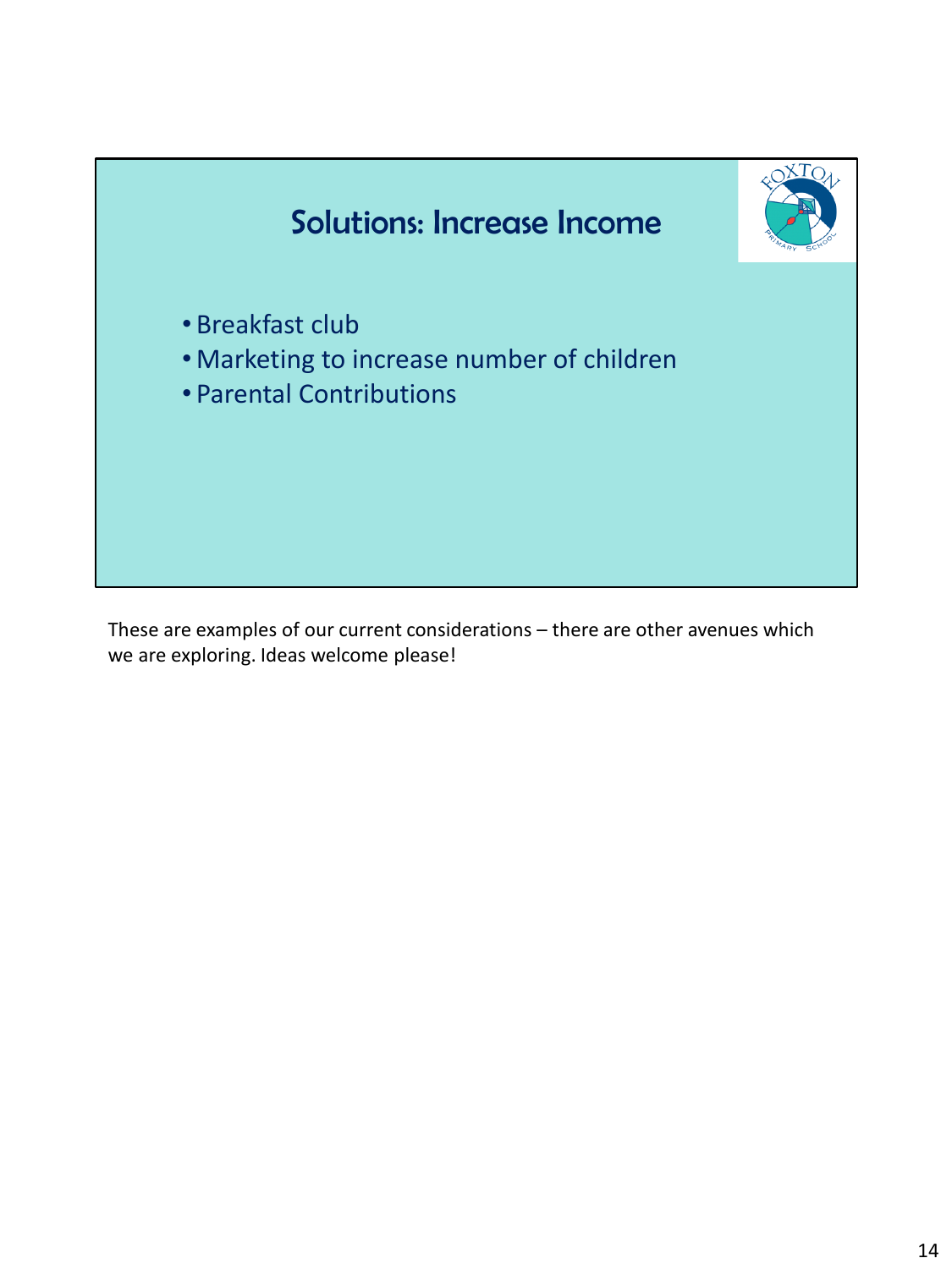## Solutions: Increase Income

- Breakfast club
- Marketing to increase number of children
- Parental Contributions

These are examples of our current considerations – there are other avenues which we are exploring. Ideas welcome please!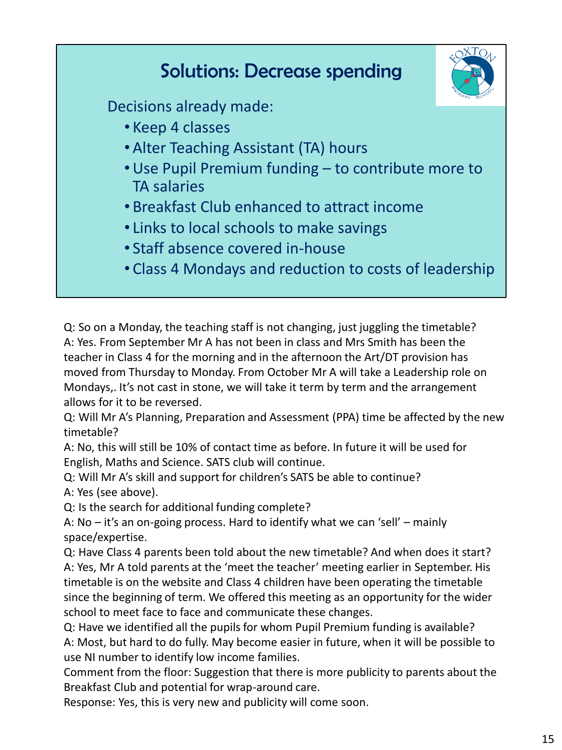## Solutions: Decrease spending

Decisions already made:

- Keep 4 classes
- Alter Teaching Assistant (TA) hours
- Use Pupil Premium funding – to contribute more to TA salaries
- Breakfast Club enhanced to attract income
- Links to local schools to make savings
- Staff absence covered in-house
- Class 4 Mondays and reduction to costs of leadership

Q: So on a Monday, the teaching staff is not changing, just juggling the timetable?
A: Yes. From September Mr A has not been in class and Mrs Smith has been the teacher in Class 4 for the morning and in the afternoon the Art/DT provision has moved from Thursday to Monday. From October Mr A will take a Leadership role on Mondays,. It's not cast in stone, we will take it term by term and the arrangement allows for it to be reversed.
Q: Will Mr A's Planning, Preparation and Assessment (PPA) time be affected by the new timetable?
A: No, this will still be 10% of contact time as before. In future it will be used for English, Maths and Science. SATS club will continue.
Q: Will Mr A's skill and support for children's SATS be able to continue?
A: Yes (see above).
Q: Is the search for additional funding complete?
A: No – it's an on-going process. Hard to identify what we can 'sell' – mainly space/expertise.
Q: Have Class 4 parents been told about the new timetable? And when does it start?
A: Yes, Mr A told parents at the 'meet the teacher' meeting earlier in September. His timetable is on the website and Class 4 children have been operating the timetable since the beginning of term. We offered this meeting as an opportunity for the wider school to meet face to face and communicate these changes.
Q: Have we identified all the pupils for whom Pupil Premium funding is available?
A: Most, but hard to do fully. May become easier in future, when it will be possible to use NI number to identify low income families.
Comment from the floor: Suggestion that there is more publicity to parents about the Breakfast Club and potential for wrap-around care.
Response: Yes, this is very new and publicity will come soon.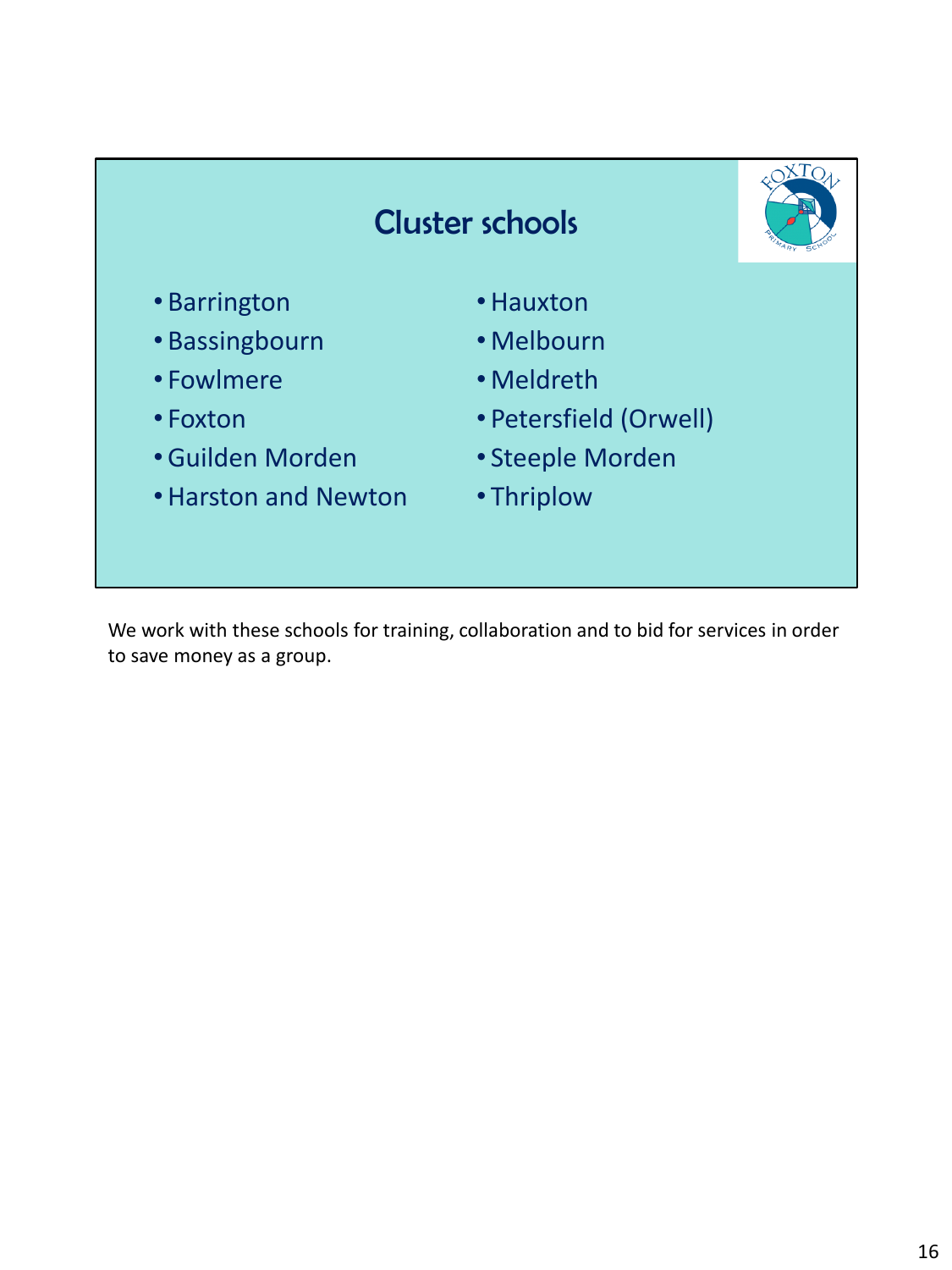## Cluster schools

- Barrington
- Bassingbourn
- Fowlmere
- Foxton
- Guilden Morden
- Harston and Newton
- Hauxton
- Melbourn
- Meldreth
- Petersfield (Orwell)
- Steeple Morden
- Thriplow

We work with these schools for training, collaboration and to bid for services in order to save money as a group.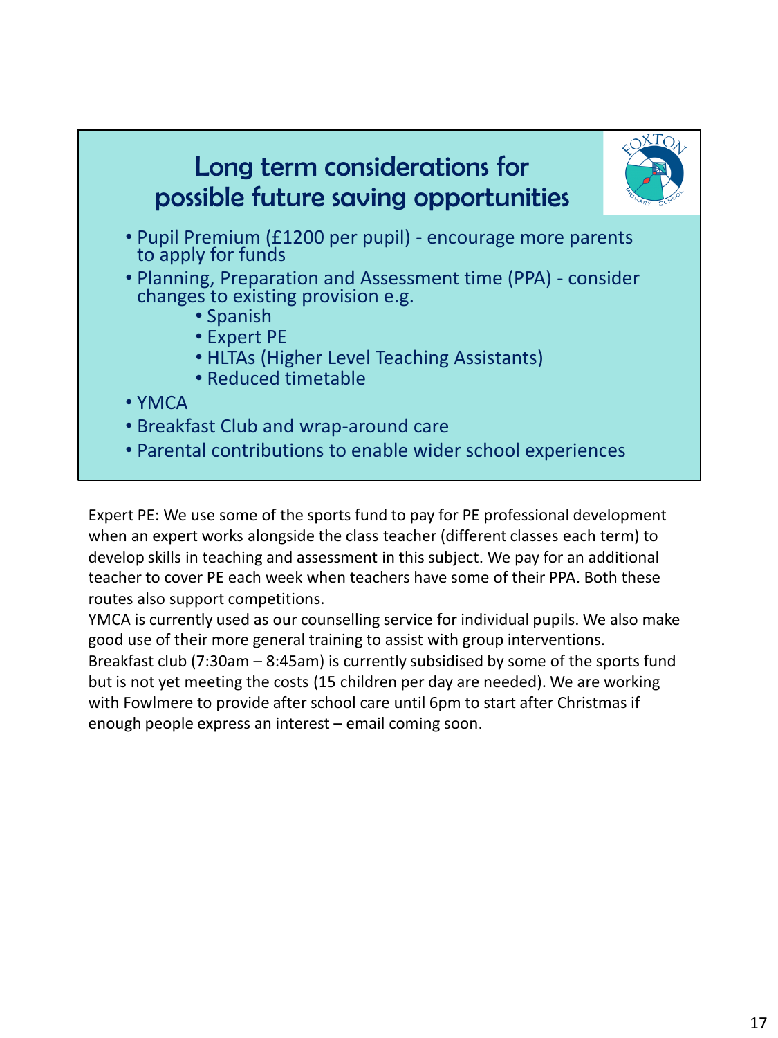# Long term considerations for possible future saving opportunities

- Pupil Premium (£1200 per pupil) - encourage more parents to apply for funds
- Planning, Preparation and Assessment time (PPA) - consider changes to existing provision e.g.
  - Spanish
  - Expert PE
  - HLTAs (Higher Level Teaching Assistants)
  - Reduced timetable
- YMCA
- Breakfast Club and wrap-around care
- Parental contributions to enable wider school experiences

Expert PE: We use some of the sports fund to pay for PE professional development when an expert works alongside the class teacher (different classes each term) to develop skills in teaching and assessment in this subject. We pay for an additional teacher to cover PE each week when teachers have some of their PPA. Both these routes also support competitions.

YMCA is currently used as our counselling service for individual pupils. We also make good use of their more general training to assist with group interventions.

Breakfast club (7:30am – 8:45am) is currently subsidised by some of the sports fund but is not yet meeting the costs (15 children per day are needed). We are working with Fowlmere to provide after school care until 6pm to start after Christmas if enough people express an interest – email coming soon.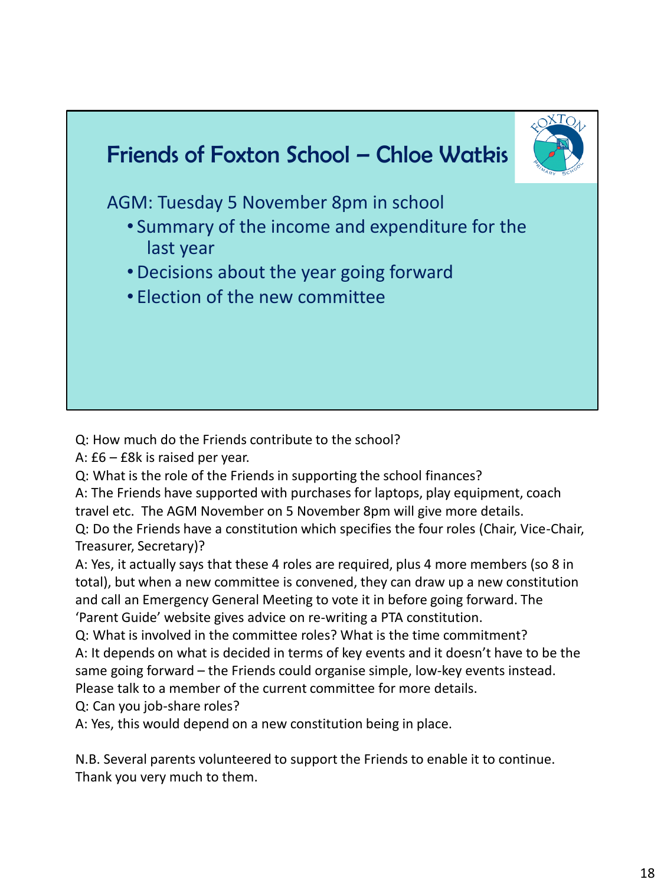## Friends of Foxton School – Chloe Watkis

AGM: Tuesday 5 November 8pm in school

- Summary of the income and expenditure for the last year
- Decisions about the year going forward
- Election of the new committee

Q: How much do the Friends contribute to the school?

A: £6 – £8k is raised per year.

Q: What is the role of the Friends in supporting the school finances?

A: The Friends have supported with purchases for laptops, play equipment, coach travel etc. The AGM November on 5 November 8pm will give more details.

Q: Do the Friends have a constitution which specifies the four roles (Chair, Vice-Chair, Treasurer, Secretary)?

A: Yes, it actually says that these 4 roles are required, plus 4 more members (so 8 in total), but when a new committee is convened, they can draw up a new constitution and call an Emergency General Meeting to vote it in before going forward. The 'Parent Guide' website gives advice on re-writing a PTA constitution.

Q: What is involved in the committee roles? What is the time commitment?

A: It depends on what is decided in terms of key events and it doesn't have to be the same going forward – the Friends could organise simple, low-key events instead. Please talk to a member of the current committee for more details.

Q: Can you job-share roles?

A: Yes, this would depend on a new constitution being in place.

N.B. Several parents volunteered to support the Friends to enable it to continue. Thank you very much to them.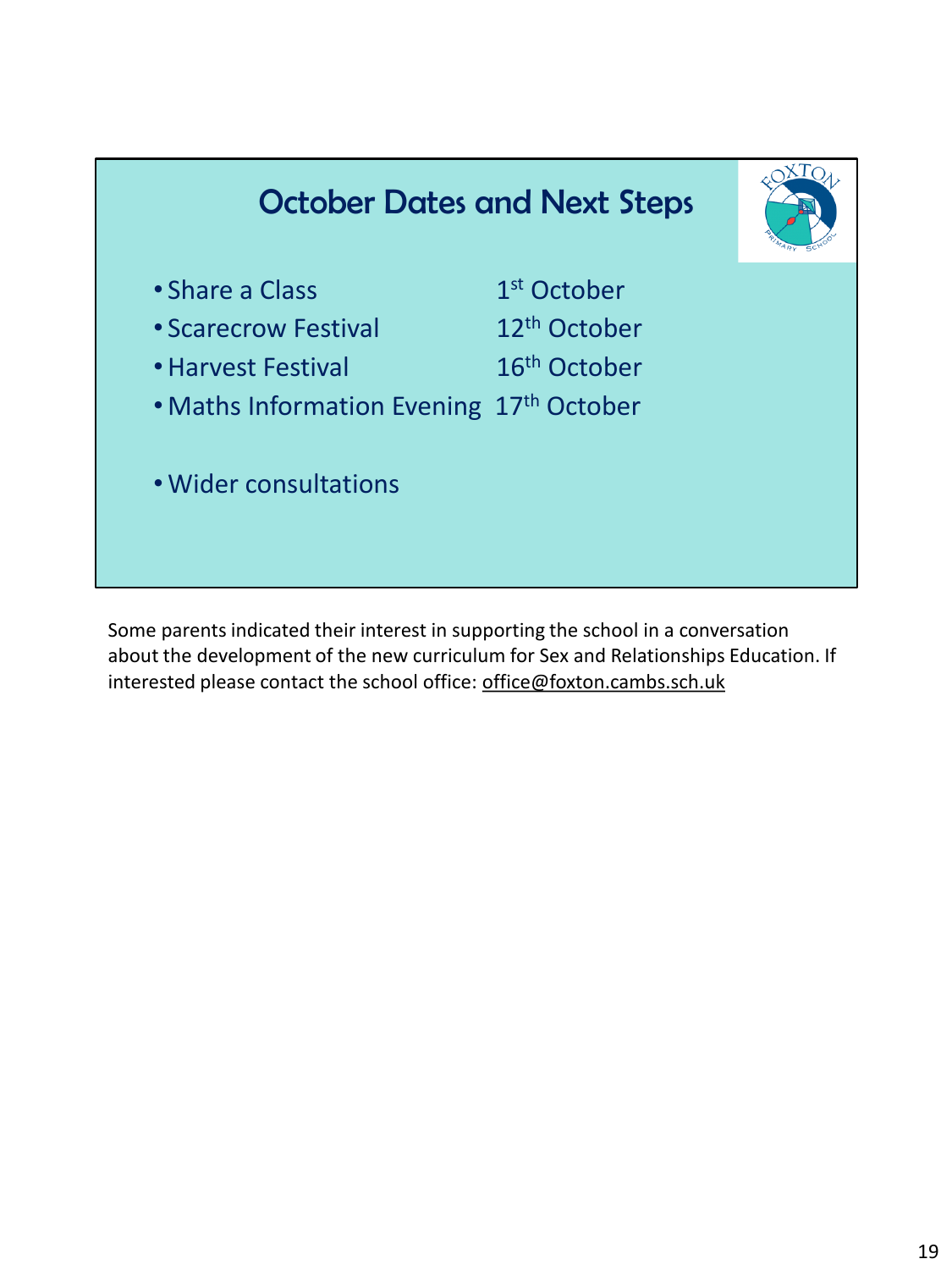# October Dates and Next Steps

| Event | Date |
| --- | --- |
| Share a Class | 1st October |
| Scarecrow Festival | 12th October |
| Harvest Festival | 16th October |
| Maths Information Evening | 17th October |

- Wider consultations

Some parents indicated their interest in supporting the school in a conversation about the development of the new curriculum for Sex and Relationships Education. If interested please contact the school office: office@foxton.cambs.sch.uk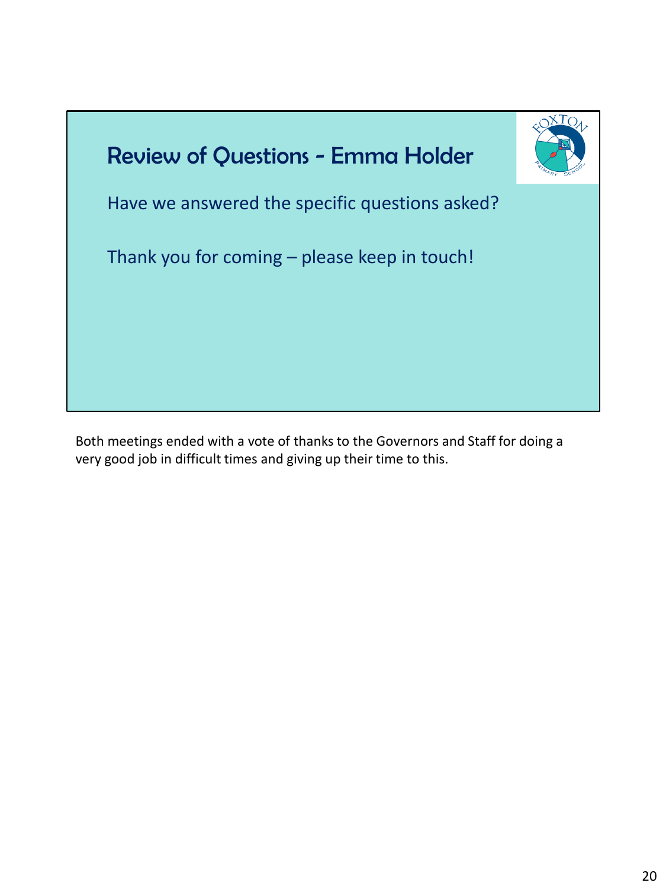## Review of Questions - Emma Holder

Have we answered the specific questions asked?

Thank you for coming – please keep in touch!

Both meetings ended with a vote of thanks to the Governors and Staff for doing a very good job in difficult times and giving up their time to this.